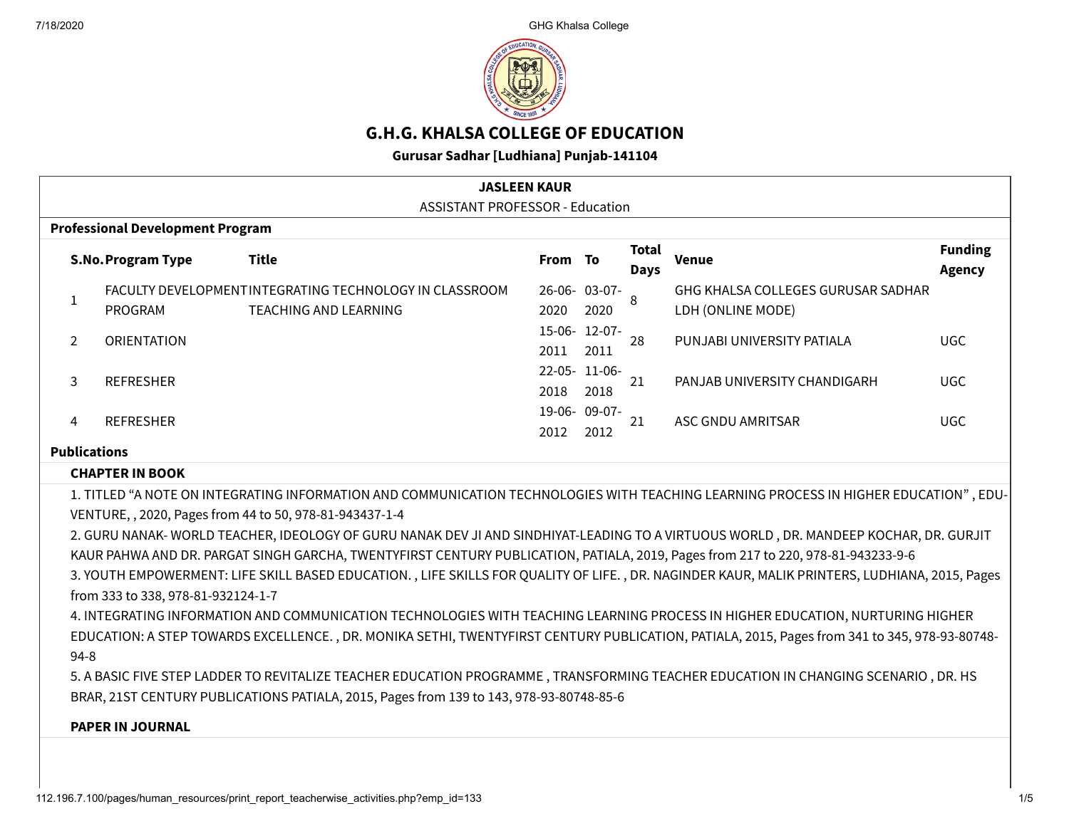# G.H.G. KHALSA COLLEGE OF EDUCATION

**Gurusar Sadhar [Ludhiana] Punjab-141104**

**JASLEEN KAUR**

ASSISTANT PROFESSOR - Education

## Professional Development Program

| S.No. | Program Type | Title | From | To | Total Days | Venue | Funding Agency |
|---|---|---|---|---|---|---|---|
| 1 | FACULTY DEVELOPMENT PROGRAM | INTEGRATING TECHNOLOGY IN CLASSROOM TEACHING AND LEARNING | 26-06-2020 | 03-07-2020 | 8 | GHG KHALSA COLLEGES GURUSAR SADHAR LDH (ONLINE MODE) | |
| 2 | ORIENTATION | | 15-06-2011 | 12-07-2011 | 28 | PUNJABI UNIVERSITY PATIALA | UGC |
| 3 | REFRESHER | | 22-05-2018 | 11-06-2018 | 21 | PANJAB UNIVERSITY CHANDIGARH | UGC |
| 4 | REFRESHER | | 19-06-2012 | 09-07-2012 | 21 | ASC GNDU AMRITSAR | UGC |

## Publications

### CHAPTER IN BOOK

1. TITLED “A NOTE ON INTEGRATING INFORMATION AND COMMUNICATION TECHNOLOGIES WITH TEACHING LEARNING PROCESS IN HIGHER EDUCATION” , EDU-VENTURE, , 2020, Pages from 44 to 50, 978-81-943437-1-4
2. GURU NANAK- WORLD TEACHER, IDEOLOGY OF GURU NANAK DEV JI AND SINDHIYAT-LEADING TO A VIRTUOUS WORLD , DR. MANDEEP KOCHAR, DR. GURJIT KAUR PAHWA AND DR. PARGAT SINGH GARCHA, TWENTYFIRST CENTURY PUBLICATION, PATIALA, 2019, Pages from 217 to 220, 978-81-943233-9-6
3. YOUTH EMPOWERMENT: LIFE SKILL BASED EDUCATION. , LIFE SKILLS FOR QUALITY OF LIFE. , DR. NAGINDER KAUR, MALIK PRINTERS, LUDHIANA, 2015, Pages from 333 to 338, 978-81-932124-1-7
4. INTEGRATING INFORMATION AND COMMUNICATION TECHNOLOGIES WITH TEACHING LEARNING PROCESS IN HIGHER EDUCATION, NURTURING HIGHER EDUCATION: A STEP TOWARDS EXCELLENCE. , DR. MONIKA SETHI, TWENTYFIRST CENTURY PUBLICATION, PATIALA, 2015, Pages from 341 to 345, 978-93-80748-94-8
5. A BASIC FIVE STEP LADDER TO REVITALIZE TEACHER EDUCATION PROGRAMME , TRANSFORMING TEACHER EDUCATION IN CHANGING SCENARIO , DR. HS BRAR, 21ST CENTURY PUBLICATIONS PATIALA, 2015, Pages from 139 to 143, 978-93-80748-85-6

### PAPER IN JOURNAL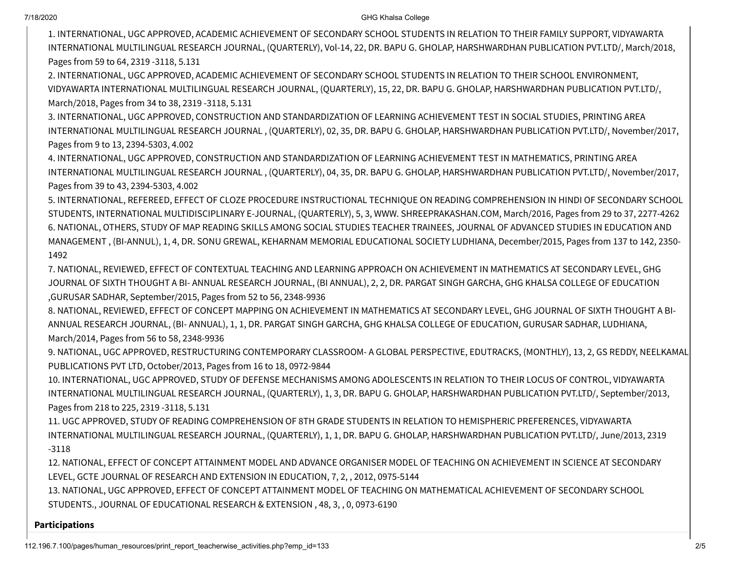1. INTERNATIONAL, UGC APPROVED, ACADEMIC ACHIEVEMENT OF SECONDARY SCHOOL STUDENTS IN RELATION TO THEIR FAMILY SUPPORT, VIDYAWARTA INTERNATIONAL MULTILINGUAL RESEARCH JOURNAL, (QUARTERLY), Vol-14, 22, DR. BAPU G. GHOLAP, HARSHWARDHAN PUBLICATION PVT.LTD/, March/2018, Pages from 59 to 64, 2319 -3118, 5.131
2. INTERNATIONAL, UGC APPROVED, ACADEMIC ACHIEVEMENT OF SECONDARY SCHOOL STUDENTS IN RELATION TO THEIR SCHOOL ENVIRONMENT, VIDYAWARTA INTERNATIONAL MULTILINGUAL RESEARCH JOURNAL, (QUARTERLY), 15, 22, DR. BAPU G. GHOLAP, HARSHWARDHAN PUBLICATION PVT.LTD/, March/2018, Pages from 34 to 38, 2319 -3118, 5.131
3. INTERNATIONAL, UGC APPROVED, CONSTRUCTION AND STANDARDIZATION OF LEARNING ACHIEVEMENT TEST IN SOCIAL STUDIES, PRINTING AREA INTERNATIONAL MULTILINGUAL RESEARCH JOURNAL , (QUARTERLY), 02, 35, DR. BAPU G. GHOLAP, HARSHWARDHAN PUBLICATION PVT.LTD/, November/2017, Pages from 9 to 13, 2394-5303, 4.002
4. INTERNATIONAL, UGC APPROVED, CONSTRUCTION AND STANDARDIZATION OF LEARNING ACHIEVEMENT TEST IN MATHEMATICS, PRINTING AREA INTERNATIONAL MULTILINGUAL RESEARCH JOURNAL , (QUARTERLY), 04, 35, DR. BAPU G. GHOLAP, HARSHWARDHAN PUBLICATION PVT.LTD/, November/2017, Pages from 39 to 43, 2394-5303, 4.002
5. INTERNATIONAL, REFEREED, EFFECT OF CLOZE PROCEDURE INSTRUCTIONAL TECHNIQUE ON READING COMPREHENSION IN HINDI OF SECONDARY SCHOOL STUDENTS, INTERNATIONAL MULTIDISCIPLINARY E-JOURNAL, (QUARTERLY), 5, 3, WWW. SHREEPRAKASHAN.COM, March/2016, Pages from 29 to 37, 2277-4262
6. NATIONAL, OTHERS, STUDY OF MAP READING SKILLS AMONG SOCIAL STUDIES TEACHER TRAINEES, JOURNAL OF ADVANCED STUDIES IN EDUCATION AND MANAGEMENT , (BI-ANNUL), 1, 4, DR. SONU GREWAL, KEHARNAM MEMORIAL EDUCATIONAL SOCIETY LUDHIANA, December/2015, Pages from 137 to 142, 2350-1492
7. NATIONAL, REVIEWED, EFFECT OF CONTEXTUAL TEACHING AND LEARNING APPROACH ON ACHIEVEMENT IN MATHEMATICS AT SECONDARY LEVEL, GHG JOURNAL OF SIXTH THOUGHT A BI- ANNUAL RESEARCH JOURNAL, (BI ANNUAL), 2, 2, DR. PARGAT SINGH GARCHA, GHG KHALSA COLLEGE OF EDUCATION ,GURUSAR SADHAR, September/2015, Pages from 52 to 56, 2348-9936
8. NATIONAL, REVIEWED, EFFECT OF CONCEPT MAPPING ON ACHIEVEMENT IN MATHEMATICS AT SECONDARY LEVEL, GHG JOURNAL OF SIXTH THOUGHT A BI-ANNUAL RESEARCH JOURNAL, (BI- ANNUAL), 1, 1, DR. PARGAT SINGH GARCHA, GHG KHALSA COLLEGE OF EDUCATION, GURUSAR SADHAR, LUDHIANA, March/2014, Pages from 56 to 58, 2348-9936
9. NATIONAL, UGC APPROVED, RESTRUCTURING CONTEMPORARY CLASSROOM- A GLOBAL PERSPECTIVE, EDUTRACKS, (MONTHLY), 13, 2, GS REDDY, NEELKAMAL PUBLICATIONS PVT LTD, October/2013, Pages from 16 to 18, 0972-9844
10. INTERNATIONAL, UGC APPROVED, STUDY OF DEFENSE MECHANISMS AMONG ADOLESCENTS IN RELATION TO THEIR LOCUS OF CONTROL, VIDYAWARTA INTERNATIONAL MULTILINGUAL RESEARCH JOURNAL, (QUARTERLY), 1, 3, DR. BAPU G. GHOLAP, HARSHWARDHAN PUBLICATION PVT.LTD/, September/2013, Pages from 218 to 225, 2319 -3118, 5.131
11. UGC APPROVED, STUDY OF READING COMPREHENSION OF 8TH GRADE STUDENTS IN RELATION TO HEMISPHERIC PREFERENCES, VIDYAWARTA INTERNATIONAL MULTILINGUAL RESEARCH JOURNAL, (QUARTERLY), 1, 1, DR. BAPU G. GHOLAP, HARSHWARDHAN PUBLICATION PVT.LTD/, June/2013, 2319 -3118
12. NATIONAL, EFFECT OF CONCEPT ATTAINMENT MODEL AND ADVANCE ORGANISER MODEL OF TEACHING ON ACHIEVEMENT IN SCIENCE AT SECONDARY LEVEL, GCTE JOURNAL OF RESEARCH AND EXTENSION IN EDUCATION, 7, 2, , 2012, 0975-5144
13. NATIONAL, UGC APPROVED, EFFECT OF CONCEPT ATTAINMENT MODEL OF TEACHING ON MATHEMATICAL ACHIEVEMENT OF SECONDARY SCHOOL STUDENTS., JOURNAL OF EDUCATIONAL RESEARCH & EXTENSION , 48, 3, , 0, 0973-6190

**Participations**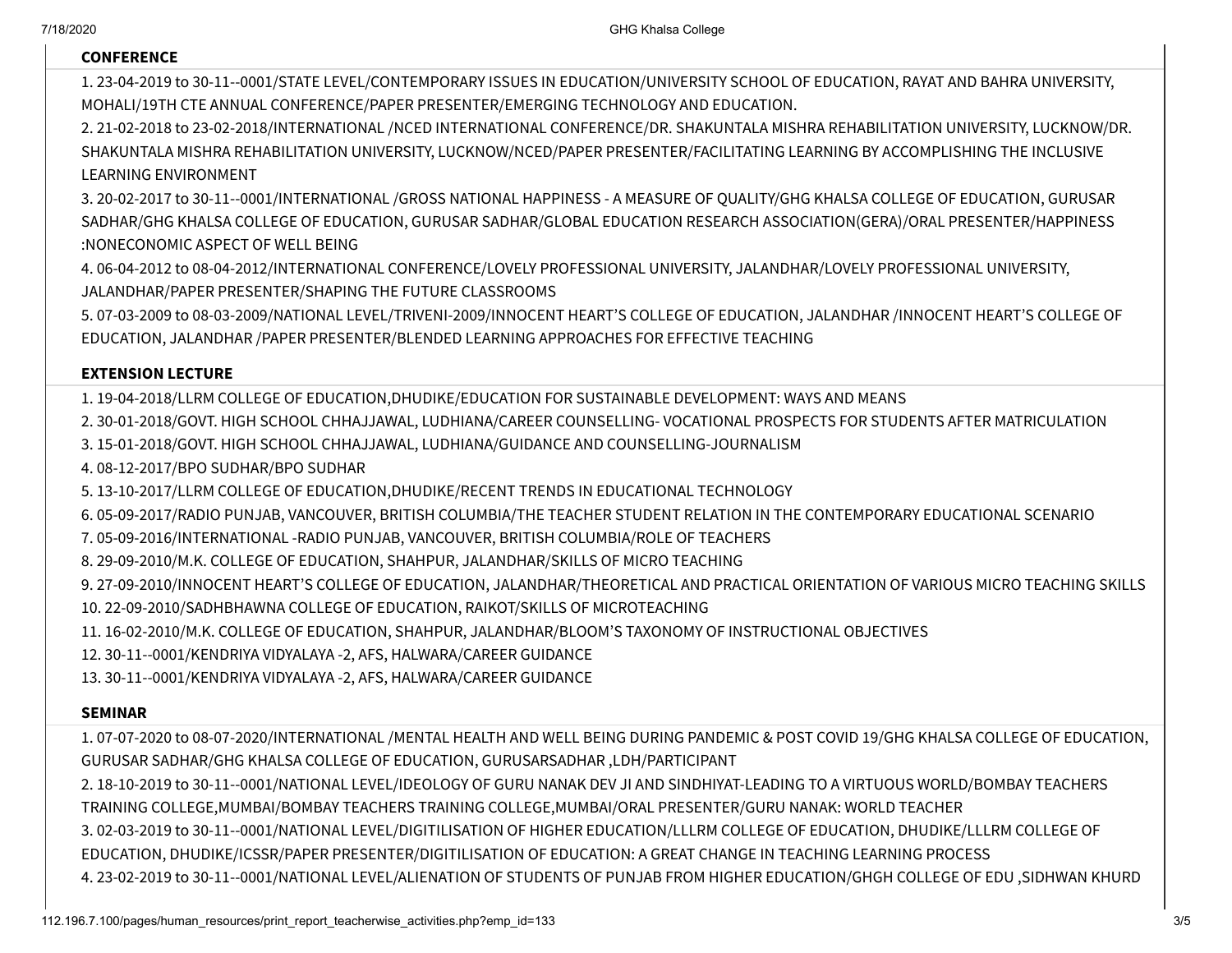### CONFERENCE

1. 23-04-2019 to 30-11--0001/STATE LEVEL/CONTEMPORARY ISSUES IN EDUCATION/UNIVERSITY SCHOOL OF EDUCATION, RAYAT AND BAHRA UNIVERSITY, MOHALI/19TH CTE ANNUAL CONFERENCE/PAPER PRESENTER/EMERGING TECHNOLOGY AND EDUCATION.
2. 21-02-2018 to 23-02-2018/INTERNATIONAL /NCED INTERNATIONAL CONFERENCE/DR. SHAKUNTALA MISHRA REHABILITATION UNIVERSITY, LUCKNOW/DR. SHAKUNTALA MISHRA REHABILITATION UNIVERSITY, LUCKNOW/NCED/PAPER PRESENTER/FACILITATING LEARNING BY ACCOMPLISHING THE INCLUSIVE LEARNING ENVIRONMENT
3. 20-02-2017 to 30-11--0001/INTERNATIONAL /GROSS NATIONAL HAPPINESS - A MEASURE OF QUALITY/GHG KHALSA COLLEGE OF EDUCATION, GURUSAR SADHAR/GHG KHALSA COLLEGE OF EDUCATION, GURUSAR SADHAR/GLOBAL EDUCATION RESEARCH ASSOCIATION(GERA)/ORAL PRESENTER/HAPPINESS :NONECONOMIC ASPECT OF WELL BEING
4. 06-04-2012 to 08-04-2012/INTERNATIONAL CONFERENCE/LOVELY PROFESSIONAL UNIVERSITY, JALANDHAR/LOVELY PROFESSIONAL UNIVERSITY, JALANDHAR/PAPER PRESENTER/SHAPING THE FUTURE CLASSROOMS
5. 07-03-2009 to 08-03-2009/NATIONAL LEVEL/TRIVENI-2009/INNOCENT HEART'S COLLEGE OF EDUCATION, JALANDHAR /INNOCENT HEART'S COLLEGE OF EDUCATION, JALANDHAR /PAPER PRESENTER/BLENDED LEARNING APPROACHES FOR EFFECTIVE TEACHING

### EXTENSION LECTURE

1. 19-04-2018/LLRM COLLEGE OF EDUCATION,DHUDIKE/EDUCATION FOR SUSTAINABLE DEVELOPMENT: WAYS AND MEANS
2. 30-01-2018/GOVT. HIGH SCHOOL CHHAJJAWAL, LUDHIANA/CAREER COUNSELLING- VOCATIONAL PROSPECTS FOR STUDENTS AFTER MATRICULATION
3. 15-01-2018/GOVT. HIGH SCHOOL CHHAJJAWAL, LUDHIANA/GUIDANCE AND COUNSELLING-JOURNALISM
4. 08-12-2017/BPO SUDHAR/BPO SUDHAR
5. 13-10-2017/LLRM COLLEGE OF EDUCATION,DHUDIKE/RECENT TRENDS IN EDUCATIONAL TECHNOLOGY
6. 05-09-2017/RADIO PUNJAB, VANCOUVER, BRITISH COLUMBIA/THE TEACHER STUDENT RELATION IN THE CONTEMPORARY EDUCATIONAL SCENARIO
7. 05-09-2016/INTERNATIONAL -RADIO PUNJAB, VANCOUVER, BRITISH COLUMBIA/ROLE OF TEACHERS
8. 29-09-2010/M.K. COLLEGE OF EDUCATION, SHAHPUR, JALANDHAR/SKILLS OF MICRO TEACHING
9. 27-09-2010/INNOCENT HEART'S COLLEGE OF EDUCATION, JALANDHAR/THEORETICAL AND PRACTICAL ORIENTATION OF VARIOUS MICRO TEACHING SKILLS
10. 22-09-2010/SADHBHAWNA COLLEGE OF EDUCATION, RAIKOT/SKILLS OF MICROTEACHING
11. 16-02-2010/M.K. COLLEGE OF EDUCATION, SHAHPUR, JALANDHAR/BLOOM'S TAXONOMY OF INSTRUCTIONAL OBJECTIVES
12. 30-11--0001/KENDRIYA VIDYALAYA -2, AFS, HALWARA/CAREER GUIDANCE
13. 30-11--0001/KENDRIYA VIDYALAYA -2, AFS, HALWARA/CAREER GUIDANCE

### SEMINAR

1. 07-07-2020 to 08-07-2020/INTERNATIONAL /MENTAL HEALTH AND WELL BEING DURING PANDEMIC & POST COVID 19/GHG KHALSA COLLEGE OF EDUCATION, GURUSAR SADHAR/GHG KHALSA COLLEGE OF EDUCATION, GURUSARSADHAR ,LDH/PARTICIPANT
2. 18-10-2019 to 30-11--0001/NATIONAL LEVEL/IDEOLOGY OF GURU NANAK DEV JI AND SINDHIYAT-LEADING TO A VIRTUOUS WORLD/BOMBAY TEACHERS TRAINING COLLEGE,MUMBAI/BOMBAY TEACHERS TRAINING COLLEGE,MUMBAI/ORAL PRESENTER/GURU NANAK: WORLD TEACHER
3. 02-03-2019 to 30-11--0001/NATIONAL LEVEL/DIGITILISATION OF HIGHER EDUCATION/LLLRM COLLEGE OF EDUCATION, DHUDIKE/LLLRM COLLEGE OF EDUCATION, DHUDIKE/ICSSR/PAPER PRESENTER/DIGITILISATION OF EDUCATION: A GREAT CHANGE IN TEACHING LEARNING PROCESS
4. 23-02-2019 to 30-11--0001/NATIONAL LEVEL/ALIENATION OF STUDENTS OF PUNJAB FROM HIGHER EDUCATION/GHGH COLLEGE OF EDU ,SIDHWAN KHURD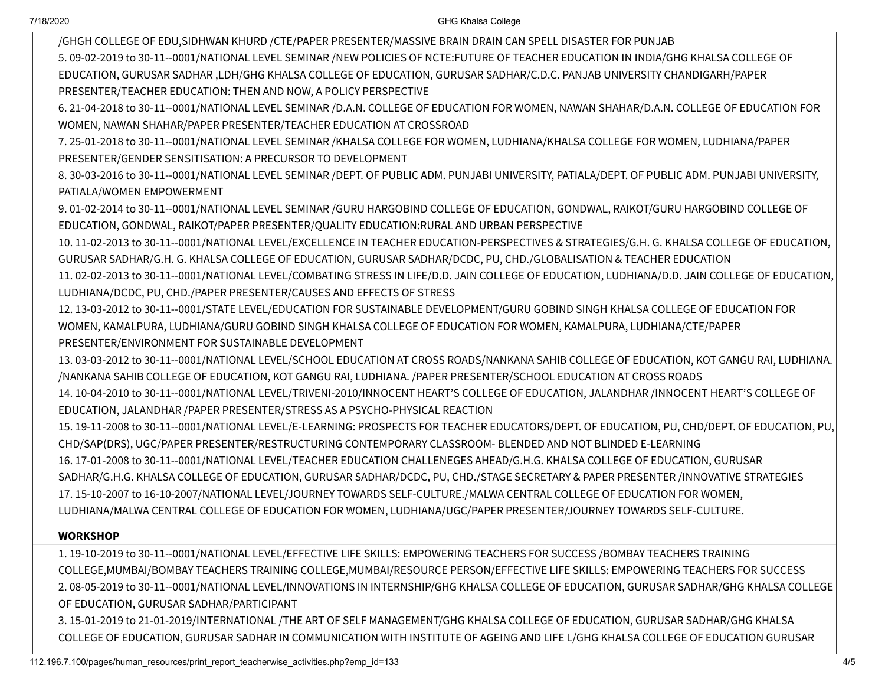/GHGH COLLEGE OF EDU,SIDHWAN KHURD /CTE/PAPER PRESENTER/MASSIVE BRAIN DRAIN CAN SPELL DISASTER FOR PUNJAB

5. 09-02-2019 to 30-11--0001/NATIONAL LEVEL SEMINAR /NEW POLICIES OF NCTE:FUTURE OF TEACHER EDUCATION IN INDIA/GHG KHALSA COLLEGE OF EDUCATION, GURUSAR SADHAR ,LDH/GHG KHALSA COLLEGE OF EDUCATION, GURUSAR SADHAR/C.D.C. PANJAB UNIVERSITY CHANDIGARH/PAPER PRESENTER/TEACHER EDUCATION: THEN AND NOW, A POLICY PERSPECTIVE
6. 21-04-2018 to 30-11--0001/NATIONAL LEVEL SEMINAR /D.A.N. COLLEGE OF EDUCATION FOR WOMEN, NAWAN SHAHAR/D.A.N. COLLEGE OF EDUCATION FOR WOMEN, NAWAN SHAHAR/PAPER PRESENTER/TEACHER EDUCATION AT CROSSROAD
7. 25-01-2018 to 30-11--0001/NATIONAL LEVEL SEMINAR /KHALSA COLLEGE FOR WOMEN, LUDHIANA/KHALSA COLLEGE FOR WOMEN, LUDHIANA/PAPER PRESENTER/GENDER SENSITISATION: A PRECURSOR TO DEVELOPMENT
8. 30-03-2016 to 30-11--0001/NATIONAL LEVEL SEMINAR /DEPT. OF PUBLIC ADM. PUNJABI UNIVERSITY, PATIALA/DEPT. OF PUBLIC ADM. PUNJABI UNIVERSITY, PATIALA/WOMEN EMPOWERMENT
9. 01-02-2014 to 30-11--0001/NATIONAL LEVEL SEMINAR /GURU HARGOBIND COLLEGE OF EDUCATION, GONDWAL, RAIKOT/GURU HARGOBIND COLLEGE OF EDUCATION, GONDWAL, RAIKOT/PAPER PRESENTER/QUALITY EDUCATION:RURAL AND URBAN PERSPECTIVE
10. 11-02-2013 to 30-11--0001/NATIONAL LEVEL/EXCELLENCE IN TEACHER EDUCATION-PERSPECTIVES & STRATEGIES/G.H. G. KHALSA COLLEGE OF EDUCATION, GURUSAR SADHAR/G.H. G. KHALSA COLLEGE OF EDUCATION, GURUSAR SADHAR/DCDC, PU, CHD./GLOBALISATION & TEACHER EDUCATION
11. 02-02-2013 to 30-11--0001/NATIONAL LEVEL/COMBATING STRESS IN LIFE/D.D. JAIN COLLEGE OF EDUCATION, LUDHIANA/D.D. JAIN COLLEGE OF EDUCATION, LUDHIANA/DCDC, PU, CHD./PAPER PRESENTER/CAUSES AND EFFECTS OF STRESS
12. 13-03-2012 to 30-11--0001/STATE LEVEL/EDUCATION FOR SUSTAINABLE DEVELOPMENT/GURU GOBIND SINGH KHALSA COLLEGE OF EDUCATION FOR WOMEN, KAMALPURA, LUDHIANA/GURU GOBIND SINGH KHALSA COLLEGE OF EDUCATION FOR WOMEN, KAMALPURA, LUDHIANA/CTE/PAPER PRESENTER/ENVIRONMENT FOR SUSTAINABLE DEVELOPMENT
13. 03-03-2012 to 30-11--0001/NATIONAL LEVEL/SCHOOL EDUCATION AT CROSS ROADS/NANKANA SAHIB COLLEGE OF EDUCATION, KOT GANGU RAI, LUDHIANA. /NANKANA SAHIB COLLEGE OF EDUCATION, KOT GANGU RAI, LUDHIANA. /PAPER PRESENTER/SCHOOL EDUCATION AT CROSS ROADS
14. 10-04-2010 to 30-11--0001/NATIONAL LEVEL/TRIVENI-2010/INNOCENT HEART'S COLLEGE OF EDUCATION, JALANDHAR /INNOCENT HEART'S COLLEGE OF EDUCATION, JALANDHAR /PAPER PRESENTER/STRESS AS A PSYCHO-PHYSICAL REACTION
15. 19-11-2008 to 30-11--0001/NATIONAL LEVEL/E-LEARNING: PROSPECTS FOR TEACHER EDUCATORS/DEPT. OF EDUCATION, PU, CHD/DEPT. OF EDUCATION, PU, CHD/SAP(DRS), UGC/PAPER PRESENTER/RESTRUCTURING CONTEMPORARY CLASSROOM- BLENDED AND NOT BLINDED E-LEARNING
16. 17-01-2008 to 30-11--0001/NATIONAL LEVEL/TEACHER EDUCATION CHALLENEGES AHEAD/G.H.G. KHALSA COLLEGE OF EDUCATION, GURUSAR SADHAR/G.H.G. KHALSA COLLEGE OF EDUCATION, GURUSAR SADHAR/DCDC, PU, CHD./STAGE SECRETARY & PAPER PRESENTER /INNOVATIVE STRATEGIES
17. 15-10-2007 to 16-10-2007/NATIONAL LEVEL/JOURNEY TOWARDS SELF-CULTURE./MALWA CENTRAL COLLEGE OF EDUCATION FOR WOMEN, LUDHIANA/MALWA CENTRAL COLLEGE OF EDUCATION FOR WOMEN, LUDHIANA/UGC/PAPER PRESENTER/JOURNEY TOWARDS SELF-CULTURE.

**WORKSHOP**

1. 19-10-2019 to 30-11--0001/NATIONAL LEVEL/EFFECTIVE LIFE SKILLS: EMPOWERING TEACHERS FOR SUCCESS /BOMBAY TEACHERS TRAINING COLLEGE,MUMBAI/BOMBAY TEACHERS TRAINING COLLEGE,MUMBAI/RESOURCE PERSON/EFFECTIVE LIFE SKILLS: EMPOWERING TEACHERS FOR SUCCESS
2. 08-05-2019 to 30-11--0001/NATIONAL LEVEL/INNOVATIONS IN INTERNSHIP/GHG KHALSA COLLEGE OF EDUCATION, GURUSAR SADHAR/GHG KHALSA COLLEGE OF EDUCATION, GURUSAR SADHAR/PARTICIPANT
3. 15-01-2019 to 21-01-2019/INTERNATIONAL /THE ART OF SELF MANAGEMENT/GHG KHALSA COLLEGE OF EDUCATION, GURUSAR SADHAR/GHG KHALSA COLLEGE OF EDUCATION, GURUSAR SADHAR IN COMMUNICATION WITH INSTITUTE OF AGEING AND LIFE L/GHG KHALSA COLLEGE OF EDUCATION GURUSAR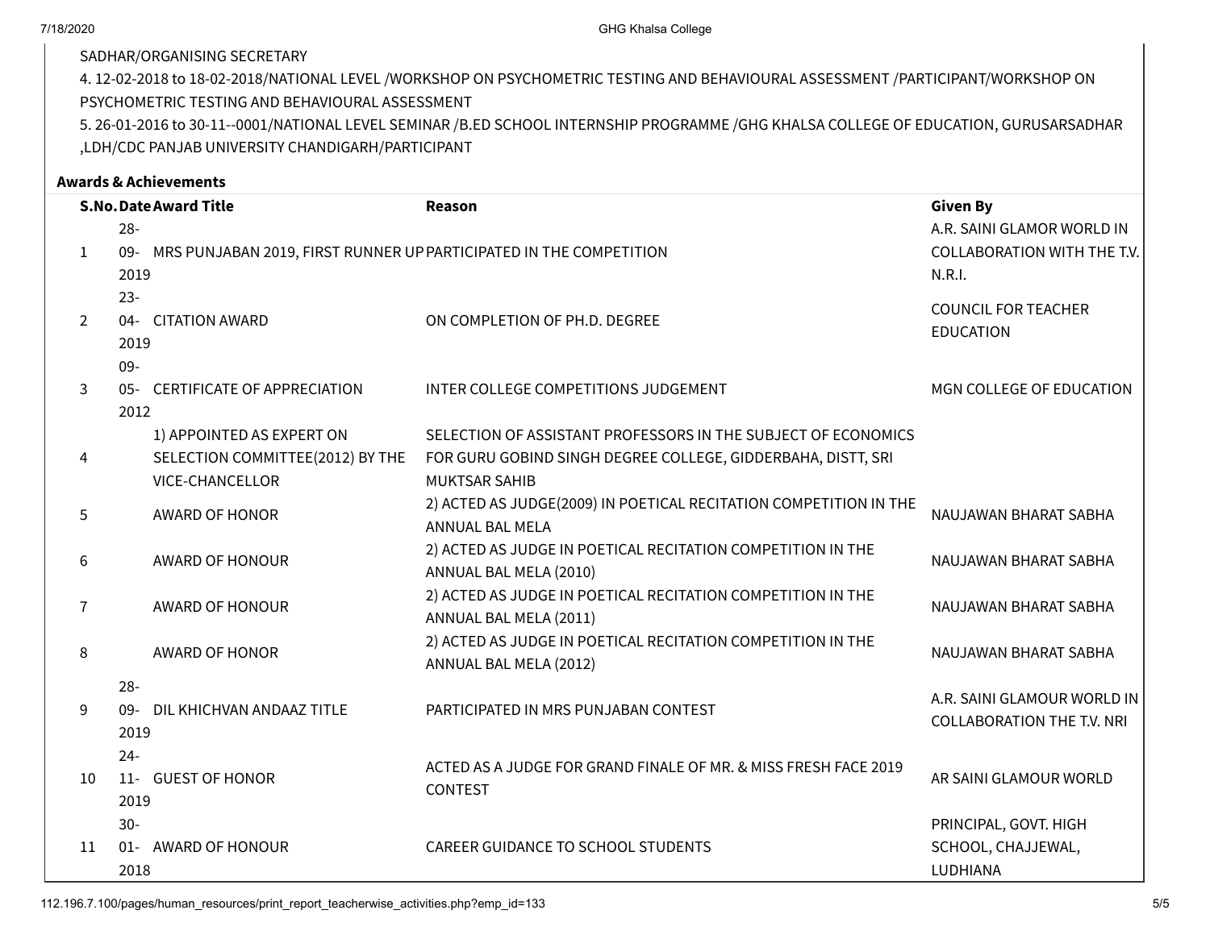SADHAR/ORGANISING SECRETARY

4. 12-02-2018 to 18-02-2018/NATIONAL LEVEL /WORKSHOP ON PSYCHOMETRIC TESTING AND BEHAVIOURAL ASSESSMENT /PARTICIPANT/WORKSHOP ON PSYCHOMETRIC TESTING AND BEHAVIOURAL ASSESSMENT

5. 26-01-2016 to 30-11--0001/NATIONAL LEVEL SEMINAR /B.ED SCHOOL INTERNSHIP PROGRAMME /GHG KHALSA COLLEGE OF EDUCATION, GURUSARSADHAR ,LDH/CDC PANJAB UNIVERSITY CHANDIGARH/PARTICIPANT

**Awards & Achievements**

| S.No. | Date | Award Title | Reason | Given By |
|---|---|---|---|---|
| 1 | 28-09-2019 | MRS PUNJABAN 2019, FIRST RUNNER UP | PARTICIPATED IN THE COMPETITION | A.R. SAINI GLAMOR WORLD IN COLLABORATION WITH THE T.V. N.R.I. |
| 2 | 23-04-2019 | CITATION AWARD | ON COMPLETION OF PH.D. DEGREE | COUNCIL FOR TEACHER EDUCATION |
| 3 | 09-05-2012 | CERTIFICATE OF APPRECIATION | INTER COLLEGE COMPETITIONS JUDGEMENT | MGN COLLEGE OF EDUCATION |
| 4 | | 1) APPOINTED AS EXPERT ON SELECTION COMMITTEE(2012) BY THE VICE-CHANCELLOR | SELECTION OF ASSISTANT PROFESSORS IN THE SUBJECT OF ECONOMICS FOR GURU GOBIND SINGH DEGREE COLLEGE, GIDDERBAHA, DISTT, SRI MUKTSAR SAHIB | |
| 5 | | AWARD OF HONOR | 2) ACTED AS JUDGE(2009) IN POETICAL RECITATION COMPETITION IN THE ANNUAL BAL MELA | NAUJAWAN BHARAT SABHA |
| 6 | | AWARD OF HONOUR | 2) ACTED AS JUDGE IN POETICAL RECITATION COMPETITION IN THE ANNUAL BAL MELA (2010) | NAUJAWAN BHARAT SABHA |
| 7 | | AWARD OF HONOUR | 2) ACTED AS JUDGE IN POETICAL RECITATION COMPETITION IN THE ANNUAL BAL MELA (2011) | NAUJAWAN BHARAT SABHA |
| 8 | | AWARD OF HONOR | 2) ACTED AS JUDGE IN POETICAL RECITATION COMPETITION IN THE ANNUAL BAL MELA (2012) | NAUJAWAN BHARAT SABHA |
| 9 | 28-09-2019 | DIL KHICHVAN ANDAAZ TITLE | PARTICIPATED IN MRS PUNJABAN CONTEST | A.R. SAINI GLAMOUR WORLD IN COLLABORATION THE T.V. NRI |
| 10 | 24-11-2019 | GUEST OF HONOR | ACTED AS A JUDGE FOR GRAND FINALE OF MR. & MISS FRESH FACE 2019 CONTEST | AR SAINI GLAMOUR WORLD |
| 11 | 30-01-2018 | AWARD OF HONOUR | CAREER GUIDANCE TO SCHOOL STUDENTS | PRINCIPAL, GOVT. HIGH SCHOOL, CHAJJEWAL, LUDHIANA |